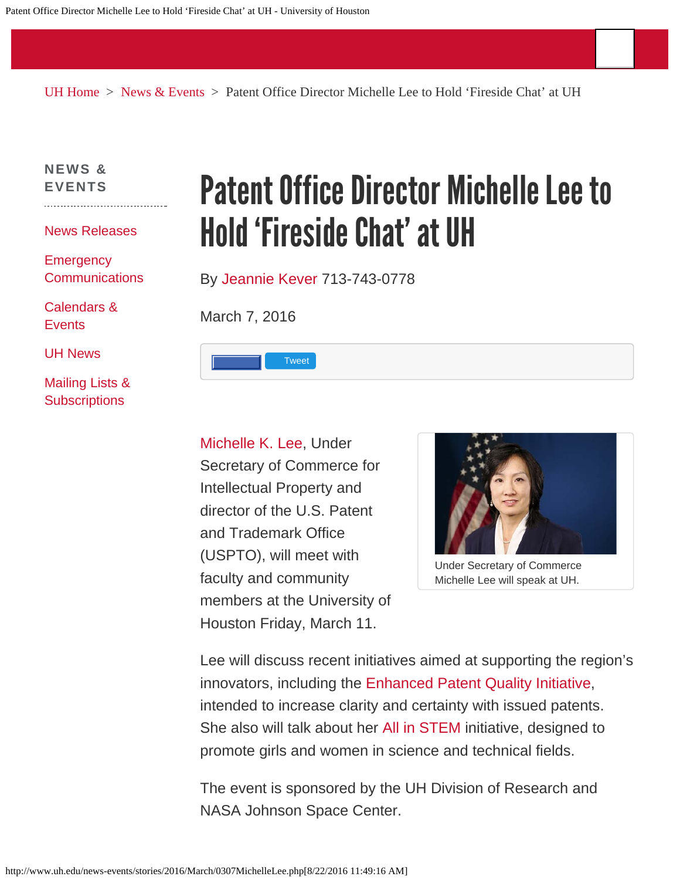UH Home > News & Events > Patent Office Director Michelle Lee to Hold 'Fireside Chat' at UH

**NEWS & EVENTS**

- News Releases
- Emergency Communications
- Calendars & Events
- UH News
- Mailing Lists & Subscriptions

# Patent Office Director Michelle Lee to Hold 'Fireside Chat' at UH

By Jeannie Kever 713-743-0778

March 7, 2016

Tweet

Michelle K. Lee, Under Secretary of Commerce for Intellectual Property and director of the U.S. Patent and Trademark Office (USPTO), will meet with faculty and community members at the University of Houston Friday, March 11.

Under Secretary of Commerce Michelle Lee will speak at UH.

Lee will discuss recent initiatives aimed at supporting the region's innovators, including the Enhanced Patent Quality Initiative, intended to increase clarity and certainty with issued patents. She also will talk about her All in STEM initiative, designed to promote girls and women in science and technical fields.

The event is sponsored by the UH Division of Research and NASA Johnson Space Center.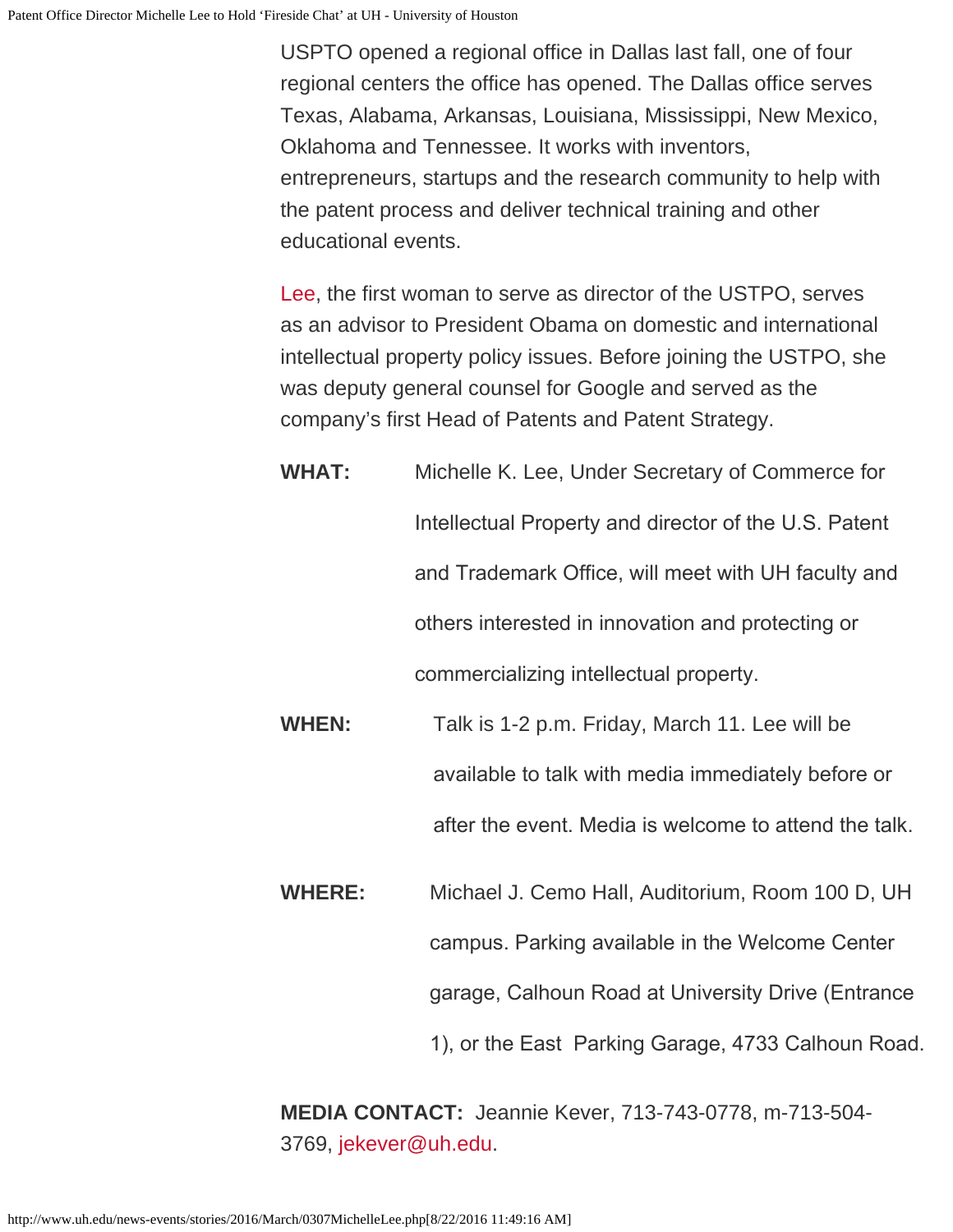USPTO opened a regional office in Dallas last fall, one of four regional centers the office has opened. The Dallas office serves Texas, Alabama, Arkansas, Louisiana, Mississippi, New Mexico, Oklahoma and Tennessee. It works with inventors, entrepreneurs, startups and the research community to help with the patent process and deliver technical training and other educational events.

Lee, the first woman to serve as director of the USTPO, serves as an advisor to President Obama on domestic and international intellectual property policy issues. Before joining the USTPO, she was deputy general counsel for Google and served as the company's first Head of Patents and Patent Strategy.

**WHAT:** Michelle K. Lee, Under Secretary of Commerce for Intellectual Property and director of the U.S. Patent and Trademark Office, will meet with UH faculty and others interested in innovation and protecting or commercializing intellectual property.

**WHEN:** Talk is 1-2 p.m. Friday, March 11. Lee will be available to talk with media immediately before or after the event. Media is welcome to attend the talk.

**WHERE:** Michael J. Cemo Hall, Auditorium, Room 100 D, UH campus. Parking available in the Welcome Center garage, Calhoun Road at University Drive (Entrance 1), or the East Parking Garage, 4733 Calhoun Road.

**MEDIA CONTACT:** Jeannie Kever, 713-743-0778, m-713-504-3769, jekever@uh.edu.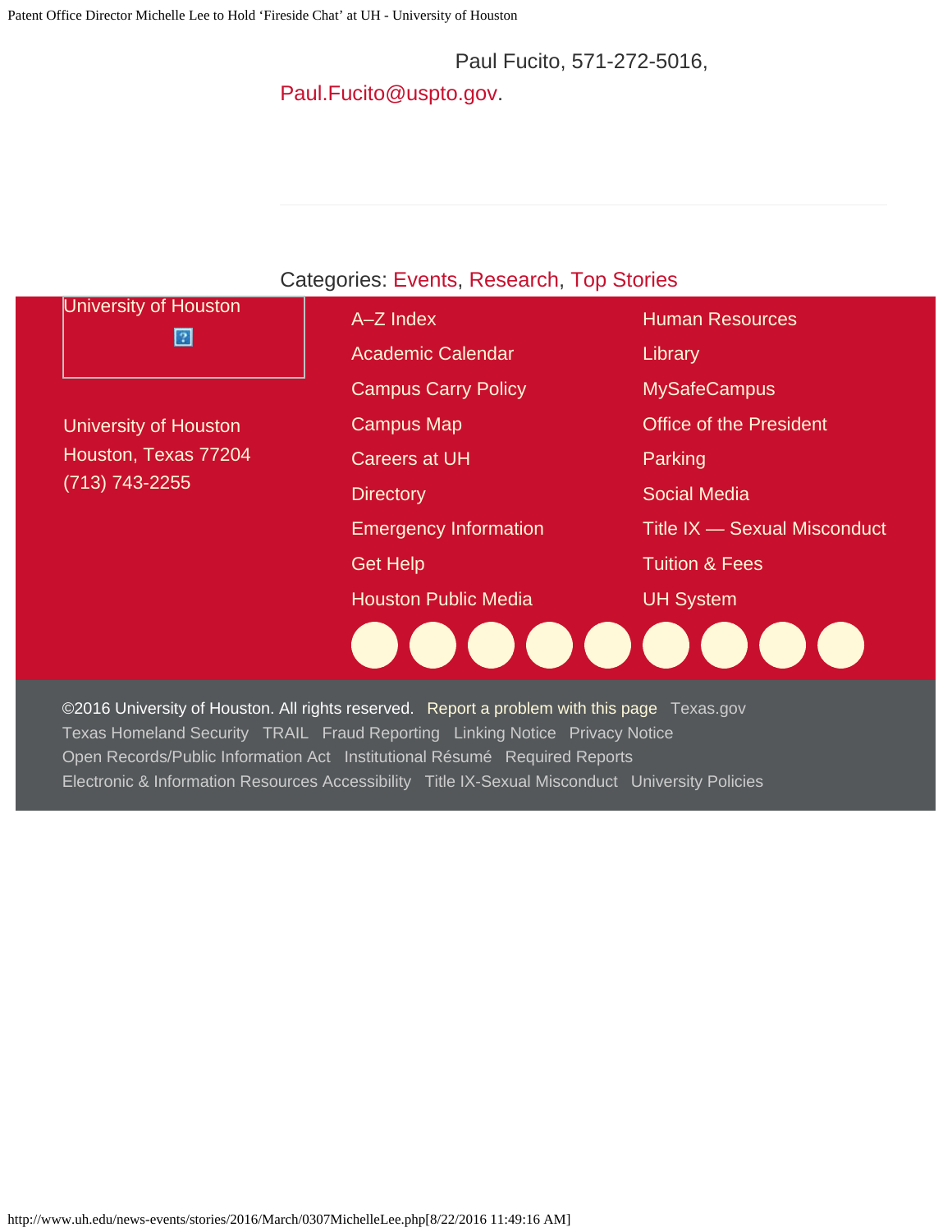Paul Fucito, 571-272-5016, Paul.Fucito@uspto.gov.

---

Categories: Events, Research, Top Stories

University of Houston

University of Houston
Houston, Texas 77204
(713) 743-2255

- A–Z Index
- Academic Calendar
- Campus Carry Policy
- Campus Map
- Careers at UH
- Directory
- Emergency Information
- Get Help
- Houston Public Media
- Human Resources
- Library
- MySafeCampus
- Office of the President
- Parking
- Social Media
- Title IX — Sexual Misconduct
- Tuition & Fees
- UH System

©2016 University of Houston. All rights reserved. Report a problem with this page Texas.gov
Texas Homeland Security TRAIL Fraud Reporting Linking Notice Privacy Notice
Open Records/Public Information Act Institutional Résumé Required Reports
Electronic & Information Resources Accessibility Title IX-Sexual Misconduct University Policies